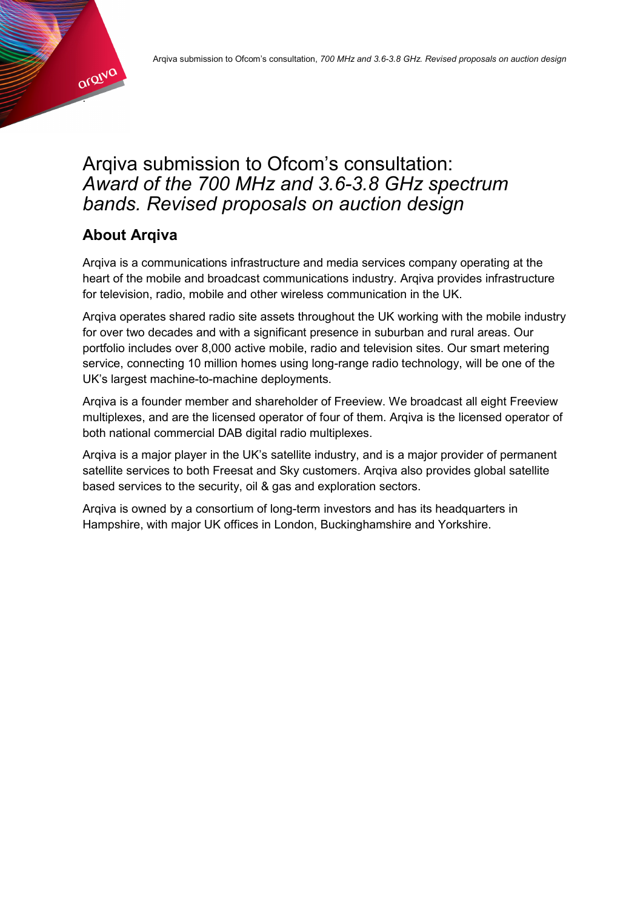# Arqiva submission to Ofcom's consultation: *Award of the 700 MHz and 3.6-3.8 GHz spectrum bands. Revised proposals on auction design*

## About Arqiva

Arqiva is a communications infrastructure and media services company operating at the heart of the mobile and broadcast communications industry. Arqiva provides infrastructure for television, radio, mobile and other wireless communication in the UK.

Arqiva operates shared radio site assets throughout the UK working with the mobile industry for over two decades and with a significant presence in suburban and rural areas. Our portfolio includes over 8,000 active mobile, radio and television sites. Our smart metering service, connecting 10 million homes using long-range radio technology, will be one of the UK's largest machine-to-machine deployments.

Arqiva is a founder member and shareholder of Freeview. We broadcast all eight Freeview multiplexes, and are the licensed operator of four of them. Arqiva is the licensed operator of both national commercial DAB digital radio multiplexes.

Arqiva is a major player in the UK's satellite industry, and is a major provider of permanent satellite services to both Freesat and Sky customers. Arqiva also provides global satellite based services to the security, oil & gas and exploration sectors.

Arqiva is owned by a consortium of long-term investors and has its headquarters in Hampshire, with major UK offices in London, Buckinghamshire and Yorkshire.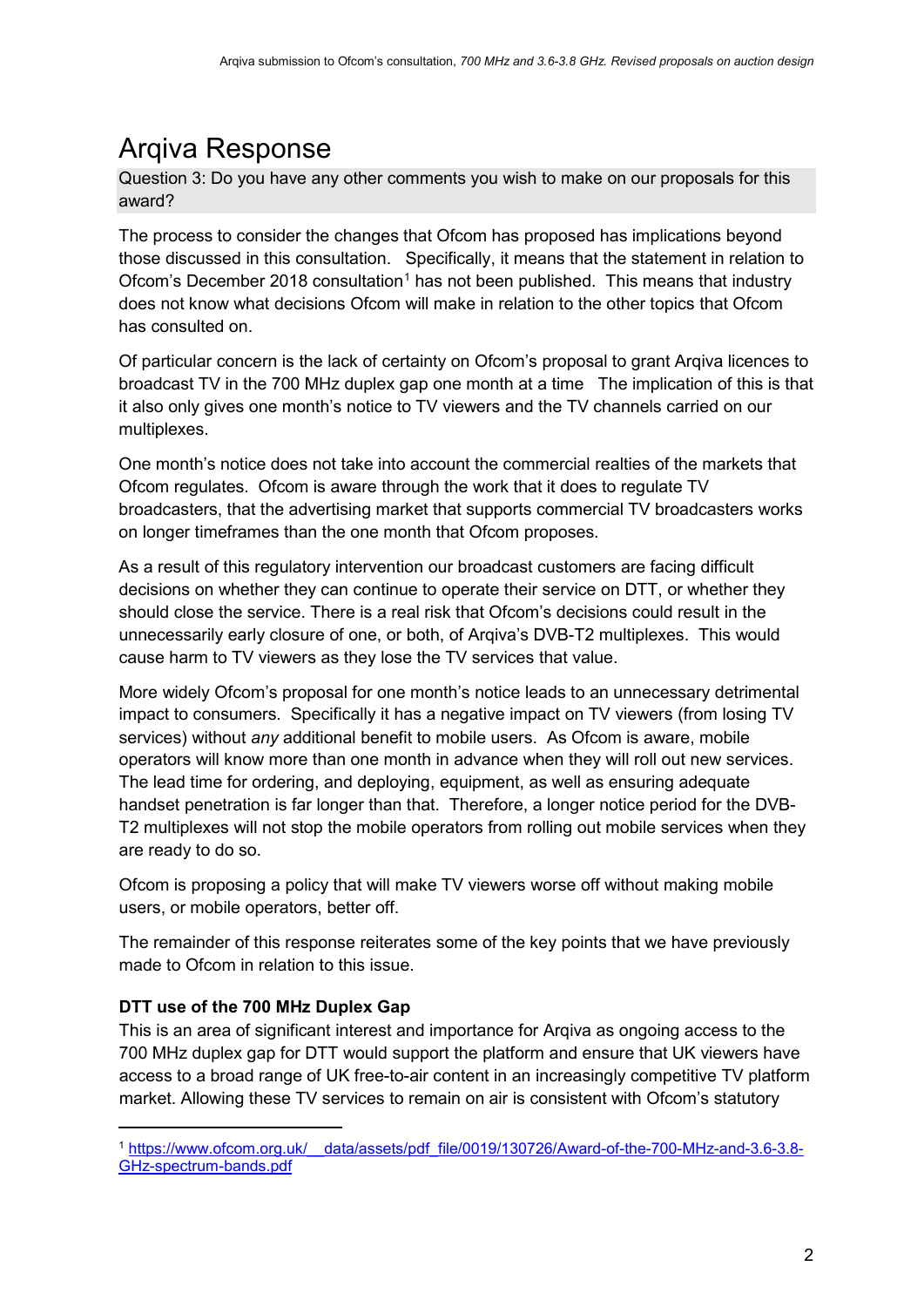# Arqiva Response

Question 3: Do you have any other comments you wish to make on our proposals for this award?

The process to consider the changes that Ofcom has proposed has implications beyond those discussed in this consultation. Specifically, it means that the statement in relation to Ofcom's December 2018 consultation[1] has not been published. This means that industry does not know what decisions Ofcom will make in relation to the other topics that Ofcom has consulted on.

Of particular concern is the lack of certainty on Ofcom's proposal to grant Arqiva licences to broadcast TV in the 700 MHz duplex gap one month at a time The implication of this is that it also only gives one month's notice to TV viewers and the TV channels carried on our multiplexes.

One month's notice does not take into account the commercial realties of the markets that Ofcom regulates. Ofcom is aware through the work that it does to regulate TV broadcasters, that the advertising market that supports commercial TV broadcasters works on longer timeframes than the one month that Ofcom proposes.

As a result of this regulatory intervention our broadcast customers are facing difficult decisions on whether they can continue to operate their service on DTT, or whether they should close the service. There is a real risk that Ofcom's decisions could result in the unnecessarily early closure of one, or both, of Arqiva's DVB-T2 multiplexes. This would cause harm to TV viewers as they lose the TV services that value.

More widely Ofcom's proposal for one month's notice leads to an unnecessary detrimental impact to consumers. Specifically it has a negative impact on TV viewers (from losing TV services) without *any* additional benefit to mobile users. As Ofcom is aware, mobile operators will know more than one month in advance when they will roll out new services. The lead time for ordering, and deploying, equipment, as well as ensuring adequate handset penetration is far longer than that. Therefore, a longer notice period for the DVB-T2 multiplexes will not stop the mobile operators from rolling out mobile services when they are ready to do so.

Ofcom is proposing a policy that will make TV viewers worse off without making mobile users, or mobile operators, better off.

The remainder of this response reiterates some of the key points that we have previously made to Ofcom in relation to this issue.

**DTT use of the 700 MHz Duplex Gap**

This is an area of significant interest and importance for Arqiva as ongoing access to the 700 MHz duplex gap for DTT would support the platform and ensure that UK viewers have access to a broad range of UK free-to-air content in an increasingly competitive TV platform market. Allowing these TV services to remain on air is consistent with Ofcom's statutory

---

[1] https://www.ofcom.org.uk/__data/assets/pdf_file/0019/130726/Award-of-the-700-MHz-and-3.6-3.8-GHz-spectrum-bands.pdf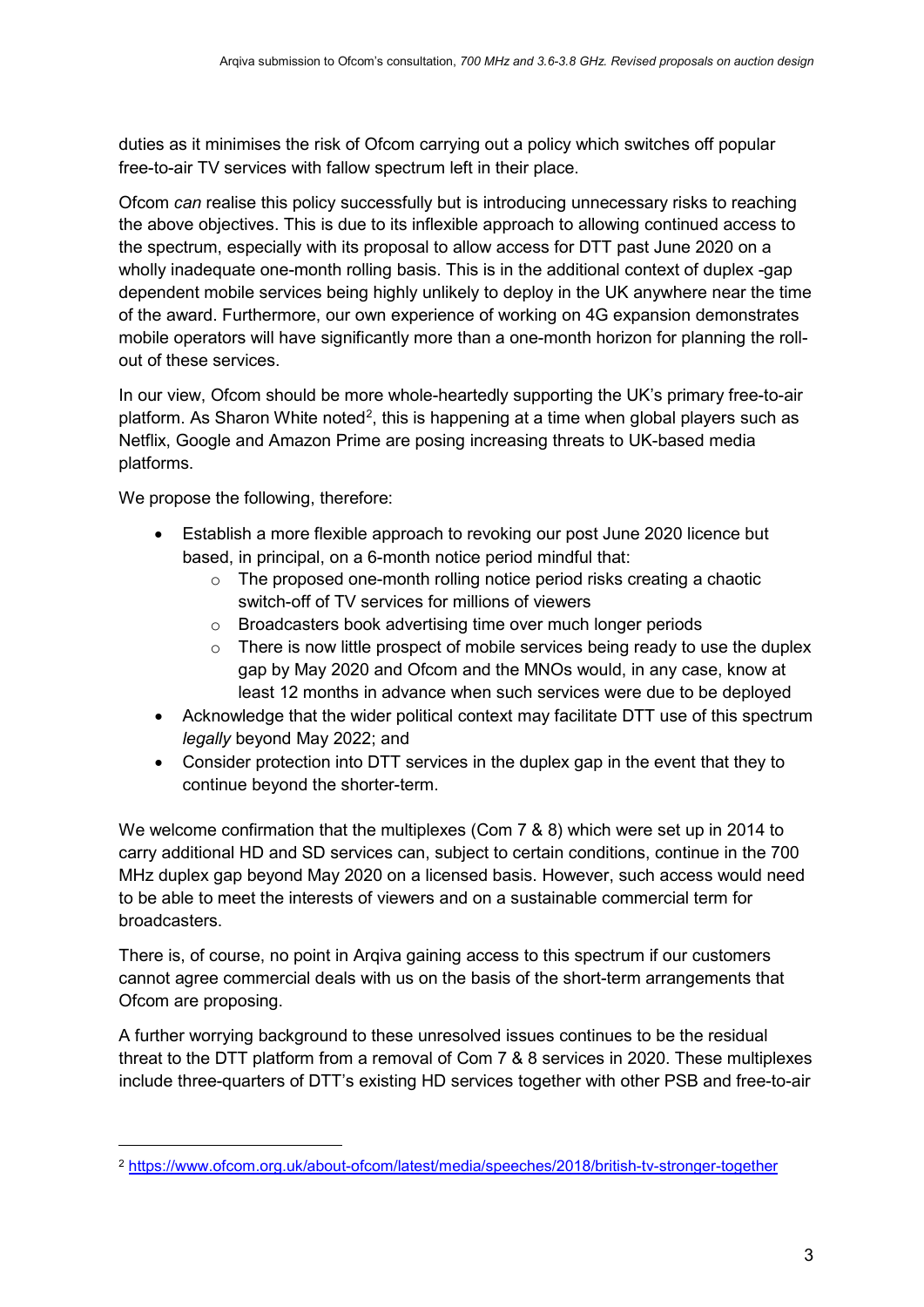duties as it minimises the risk of Ofcom carrying out a policy which switches off popular free-to-air TV services with fallow spectrum left in their place.

Ofcom *can* realise this policy successfully but is introducing unnecessary risks to reaching the above objectives. This is due to its inflexible approach to allowing continued access to the spectrum, especially with its proposal to allow access for DTT past June 2020 on a wholly inadequate one-month rolling basis. This is in the additional context of duplex -gap dependent mobile services being highly unlikely to deploy in the UK anywhere near the time of the award. Furthermore, our own experience of working on 4G expansion demonstrates mobile operators will have significantly more than a one-month horizon for planning the roll-out of these services.

In our view, Ofcom should be more whole-heartedly supporting the UK's primary free-to-air platform. As Sharon White noted[2], this is happening at a time when global players such as Netflix, Google and Amazon Prime are posing increasing threats to UK-based media platforms.

We propose the following, therefore:

- Establish a more flexible approach to revoking our post June 2020 licence but based, in principal, on a 6-month notice period mindful that:
  - The proposed one-month rolling notice period risks creating a chaotic switch-off of TV services for millions of viewers
  - Broadcasters book advertising time over much longer periods
  - There is now little prospect of mobile services being ready to use the duplex gap by May 2020 and Ofcom and the MNOs would, in any case, know at least 12 months in advance when such services were due to be deployed
- Acknowledge that the wider political context may facilitate DTT use of this spectrum *legally* beyond May 2022; and
- Consider protection into DTT services in the duplex gap in the event that they to continue beyond the shorter-term.

We welcome confirmation that the multiplexes (Com 7 & 8) which were set up in 2014 to carry additional HD and SD services can, subject to certain conditions, continue in the 700 MHz duplex gap beyond May 2020 on a licensed basis. However, such access would need to be able to meet the interests of viewers and on a sustainable commercial term for broadcasters.

There is, of course, no point in Arqiva gaining access to this spectrum if our customers cannot agree commercial deals with us on the basis of the short-term arrangements that Ofcom are proposing.

A further worrying background to these unresolved issues continues to be the residual threat to the DTT platform from a removal of Com 7 & 8 services in 2020. These multiplexes include three-quarters of DTT's existing HD services together with other PSB and free-to-air

[2] https://www.ofcom.org.uk/about-ofcom/latest/media/speeches/2018/british-tv-stronger-together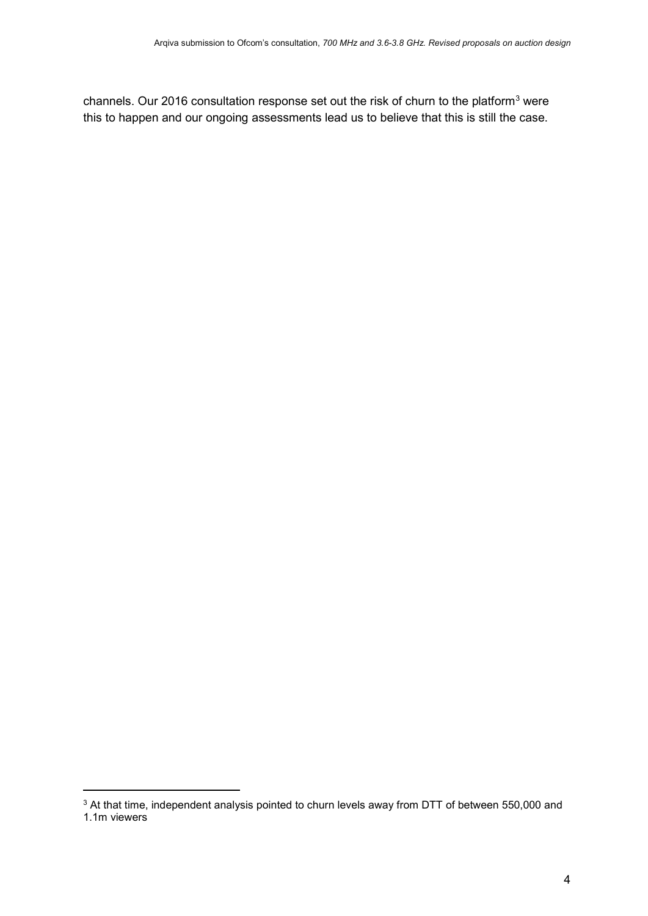channels. Our 2016 consultation response set out the risk of churn to the platform[3] were this to happen and our ongoing assessments lead us to believe that this is still the case.

[3] At that time, independent analysis pointed to churn levels away from DTT of between 550,000 and 1.1m viewers